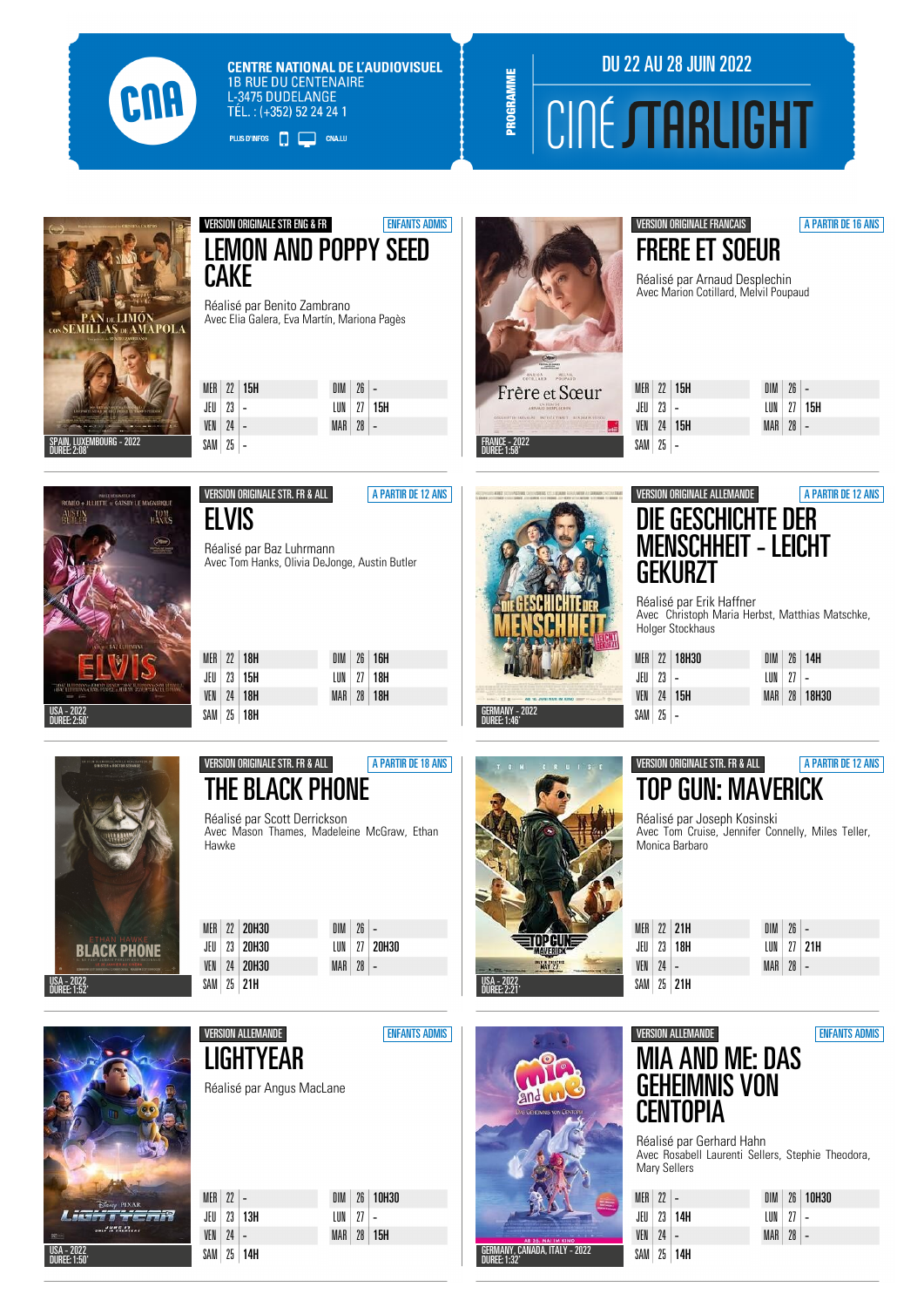CNA

**CENTRE NATIONAL DE L'AUDIOVISUEL**
1B RUE DU CENTENAIRE
L-3475 DUDELANGE
TÉL. : (+352) 52 24 24 1

PLUS D'INFOS CNA.LU

PROGRAMME

DU 22 AU 28 JUIN 2022

# CINÉ STARLIGHT

---

VERSION ORIGINALE STR ENG & FR — ENFANTS ADMIS

## LEMON AND POPPY SEED CAKE

Réalisé par Benito Zambrano
Avec Elia Galera, Eva Martín, Mariona Pagès

SPAIN, LUXEMBOURG - 2022
DURÉE: 2:08'

| | | |
|---|---|---|
| MER | 22 | 15H |
| JEU | 23 | - |
| VEN | 24 | - |
| SAM | 25 | - |
| DIM | 26 | - |
| LUN | 27 | 15H |
| MAR | 28 | - |

---

VERSION ORIGINALE FRANCAIS — A PARTIR DE 16 ANS

## FRERE ET SOEUR

Réalisé par Arnaud Desplechin
Avec Marion Cotillard, Melvil Poupaud

FRANCE - 2022
DURÉE: 1:58'

| | | |
|---|---|---|
| MER | 22 | 15H |
| JEU | 23 | - |
| VEN | 24 | 15H |
| SAM | 25 | - |
| DIM | 26 | - |
| LUN | 27 | 15H |
| MAR | 28 | - |

---

VERSION ORIGINALE STR. FR & ALL — A PARTIR DE 12 ANS

## ELVIS

Réalisé par Baz Luhrmann
Avec Tom Hanks, Olivia DeJonge, Austin Butler

USA - 2022
DURÉE: 2:50'

| | | |
|---|---|---|
| MER | 22 | 18H |
| JEU | 23 | 15H |
| VEN | 24 | 18H |
| SAM | 25 | 18H |
| DIM | 26 | 16H |
| LUN | 27 | 18H |
| MAR | 28 | 18H |

---

VERSION ORIGINALE ALLEMANDE — A PARTIR DE 12 ANS

## DIE GESCHICHTE DER MENSCHHEIT - LEICHT GEKURZT

Réalisé par Erik Haffner
Avec Christoph Maria Herbst, Matthias Matschke, Holger Stockhaus

GERMANY - 2022
DURÉE: 1:46'

| | | |
|---|---|---|
| MER | 22 | 18H30 |
| JEU | 23 | - |
| VEN | 24 | 15H |
| SAM | 25 | - |
| DIM | 26 | 14H |
| LUN | 27 | - |
| MAR | 28 | 18H30 |

---

VERSION ORIGINALE STR. FR & ALL — A PARTIR DE 18 ANS

## THE BLACK PHONE

Réalisé par Scott Derrickson
Avec Mason Thames, Madeleine McGraw, Ethan Hawke

USA - 2022
DURÉE: 1:52'

| | | |
|---|---|---|
| MER | 22 | 20H30 |
| JEU | 23 | 20H30 |
| VEN | 24 | 20H30 |
| SAM | 25 | 21H |
| DIM | 26 | - |
| LUN | 27 | 20H30 |
| MAR | 28 | - |

---

VERSION ORIGINALE STR. FR & ALL — A PARTIR DE 12 ANS

## TOP GUN: MAVERICK

Réalisé par Joseph Kosinski
Avec Tom Cruise, Jennifer Connelly, Miles Teller, Monica Barbaro

USA - 2022
DURÉE: 2:21'

| | | |
|---|---|---|
| MER | 22 | 21H |
| JEU | 23 | 18H |
| VEN | 24 | - |
| SAM | 25 | 21H |
| DIM | 26 | - |
| LUN | 27 | 21H |
| MAR | 28 | - |

---

VERSION ALLEMANDE — ENFANTS ADMIS

## LIGHTYEAR

Réalisé par Angus MacLane

USA - 2022
DURÉE: 1:50'

| | | |
|---|---|---|
| MER | 22 | - |
| JEU | 23 | 13H |
| VEN | 24 | - |
| SAM | 25 | 14H |
| DIM | 26 | 10H30 |
| LUN | 27 | - |
| MAR | 28 | 15H |

---

VERSION ALLEMANDE — ENFANTS ADMIS

## MIA AND ME: DAS GEHEIMNIS VON CENTOPIA

Réalisé par Gerhard Hahn
Avec Rosabell Laurenti Sellers, Stephie Theodora, Mary Sellers

GERMANY, CANADA, ITALY - 2022
DURÉE: 1:32'

| | | |
|---|---|---|
| MER | 22 | - |
| JEU | 23 | 14H |
| VEN | 24 | - |
| SAM | 25 | 14H |
| DIM | 26 | 10H30 |
| LUN | 27 | - |
| MAR | 28 | - |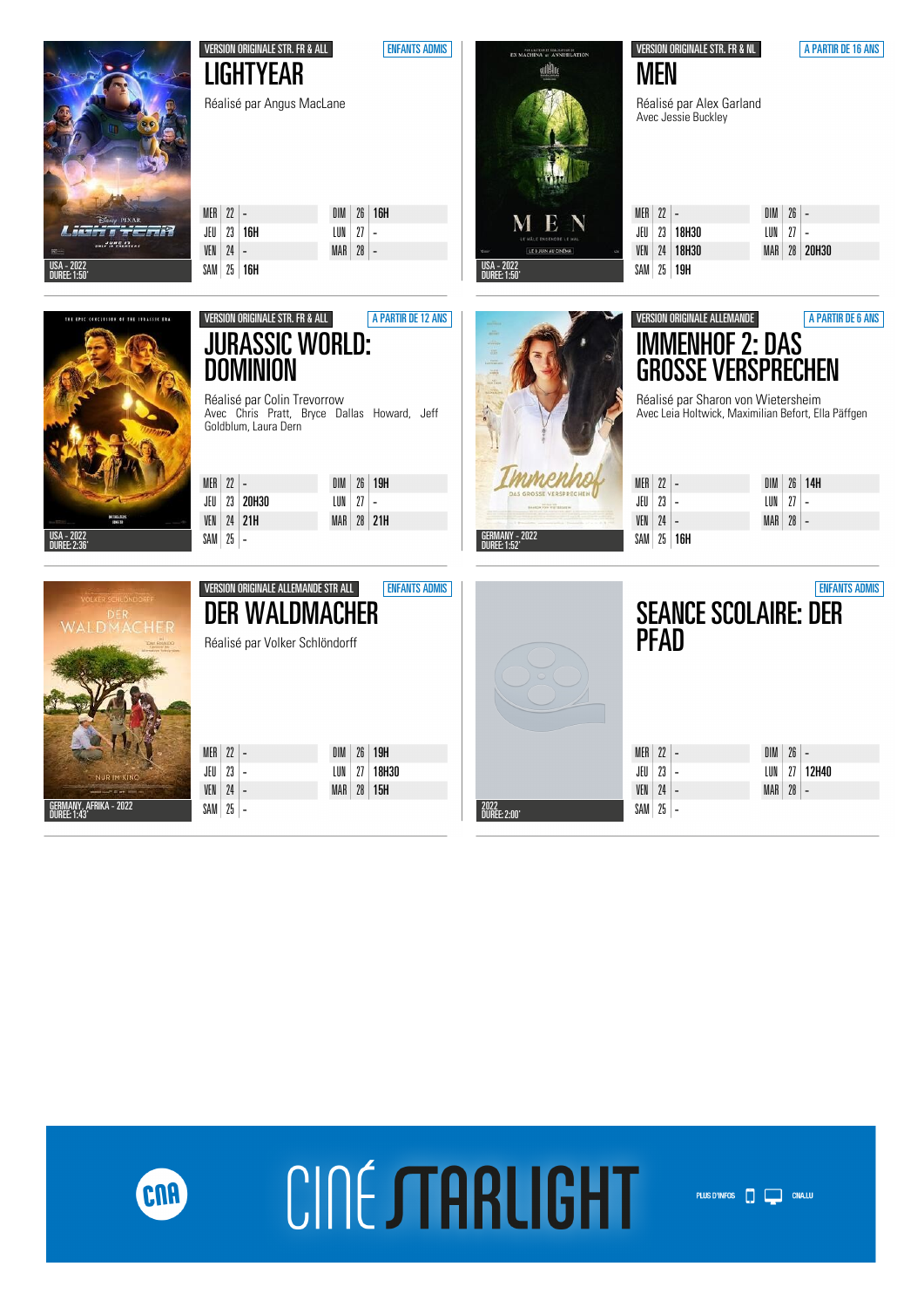## LIGHTYEAR

VERSION ORIGINALE STR. FR & ALL — ENFANTS ADMIS

Réalisé par Angus MacLane

USA - 2022
DUREE: 1:50'

| | | | | | |
|---|---|---|---|---|---|
| MER | 22 | - | DIM | 26 | 16H |
| JEU | 23 | 16H | LUN | 27 | - |
| VEN | 24 | - | MAR | 28 | - |
| SAM | 25 | 16H | | | |

## MEN

VERSION ORIGINALE STR. FR & NL — A PARTIR DE 16 ANS

Réalisé par Alex Garland
Avec Jessie Buckley

USA - 2022
DUREE: 1:50'

| | | | | | |
|---|---|---|---|---|---|
| MER | 22 | - | DIM | 26 | - |
| JEU | 23 | 18H30 | LUN | 27 | - |
| VEN | 24 | 18H30 | MAR | 28 | 20H30 |
| SAM | 25 | 19H | | | |

## JURASSIC WORLD: DOMINION

VERSION ORIGINALE STR. FR & ALL — A PARTIR DE 12 ANS

Réalisé par Colin Trevorrow
Avec Chris Pratt, Bryce Dallas Howard, Jeff Goldblum, Laura Dern

USA - 2022
DUREE: 2:36'

| | | | | | |
|---|---|---|---|---|---|
| MER | 22 | - | DIM | 26 | 19H |
| JEU | 23 | 20H30 | LUN | 27 | - |
| VEN | 24 | 21H | MAR | 28 | 21H |
| SAM | 25 | - | | | |

## IMMENHOF 2: DAS GROSSE VERSPRECHEN

VERSION ORIGINALE ALLEMANDE — A PARTIR DE 6 ANS

Réalisé par Sharon von Wietersheim
Avec Leia Holtwick, Maximilian Befort, Ella Päffgen

GERMANY - 2022
DUREE: 1:52'

| | | | | | |
|---|---|---|---|---|---|
| MER | 22 | - | DIM | 26 | 14H |
| JEU | 23 | - | LUN | 27 | - |
| VEN | 24 | - | MAR | 28 | - |
| SAM | 25 | 16H | | | |

## DER WALDMACHER

VERSION ORIGINALE ALLEMANDE STR ALL — ENFANTS ADMIS

Réalisé par Volker Schlöndorff

GERMANY, AFRIKA - 2022
DUREE: 1:43'

| | | | | | |
|---|---|---|---|---|---|
| MER | 22 | - | DIM | 26 | 19H |
| JEU | 23 | - | LUN | 27 | 18H30 |
| VEN | 24 | - | MAR | 28 | 15H |
| SAM | 25 | - | | | |

## SEANCE SCOLAIRE: DER PFAD

ENFANTS ADMIS

2022
DUREE: 2:00'

| | | | | | |
|---|---|---|---|---|---|
| MER | 22 | - | DIM | 26 | - |
| JEU | 23 | - | LUN | 27 | 12H40 |
| VEN | 24 | - | MAR | 28 | - |
| SAM | 25 | - | | | |

CNA — CINÉ STARLIGHT — PLUS D'INFOS CNA.LU